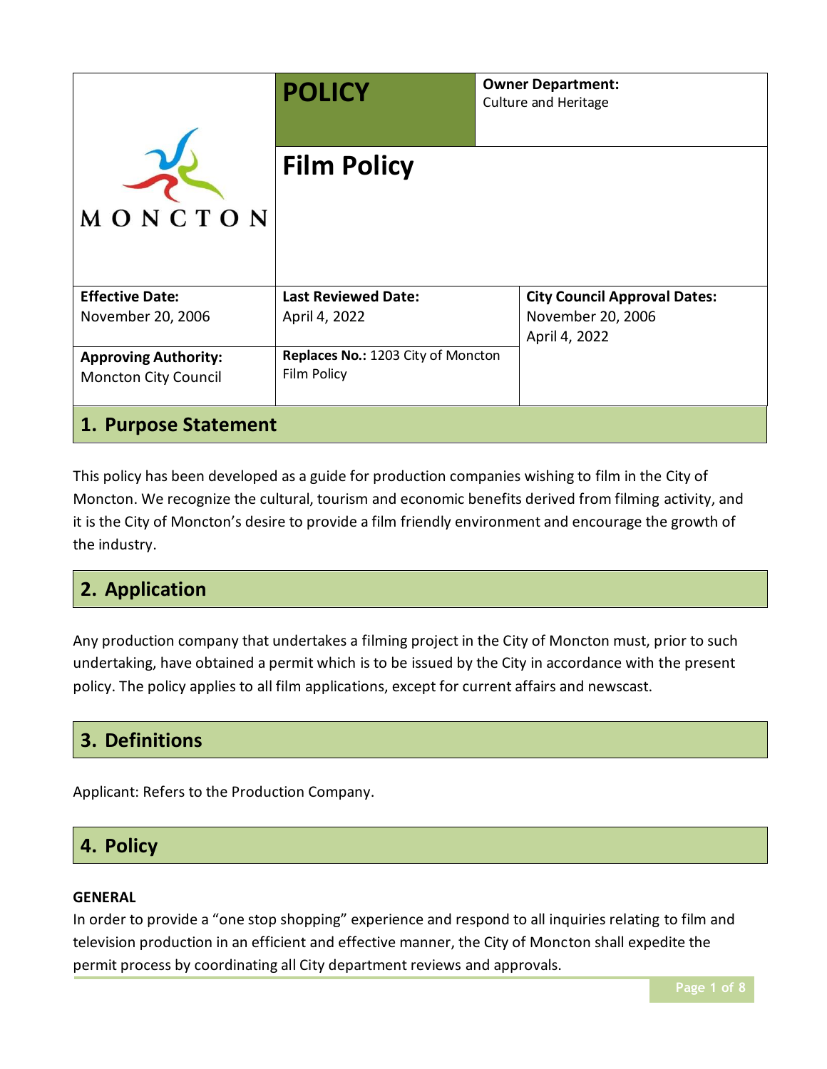| MONCTON | POLICY | Owner Department: Culture and Heritage |
|---|---|---|
| | **Film Policy** | |
| **Effective Date:** November 20, 2006 | **Last Reviewed Date:** April 4, 2022 | **City Council Approval Dates:** November 20, 2006 April 4, 2022 |
| **Approving Authority:** Moncton City Council | **Replaces No.:** 1203 City of Moncton Film Policy | |

## 1. Purpose Statement

This policy has been developed as a guide for production companies wishing to film in the City of Moncton. We recognize the cultural, tourism and economic benefits derived from filming activity, and it is the City of Moncton's desire to provide a film friendly environment and encourage the growth of the industry.

## 2. Application

Any production company that undertakes a filming project in the City of Moncton must, prior to such undertaking, have obtained a permit which is to be issued by the City in accordance with the present policy. The policy applies to all film applications, except for current affairs and newscast.

## 3. Definitions

Applicant: Refers to the Production Company.

## 4. Policy

**GENERAL**

In order to provide a "one stop shopping" experience and respond to all inquiries relating to film and television production in an efficient and effective manner, the City of Moncton shall expedite the permit process by coordinating all City department reviews and approvals.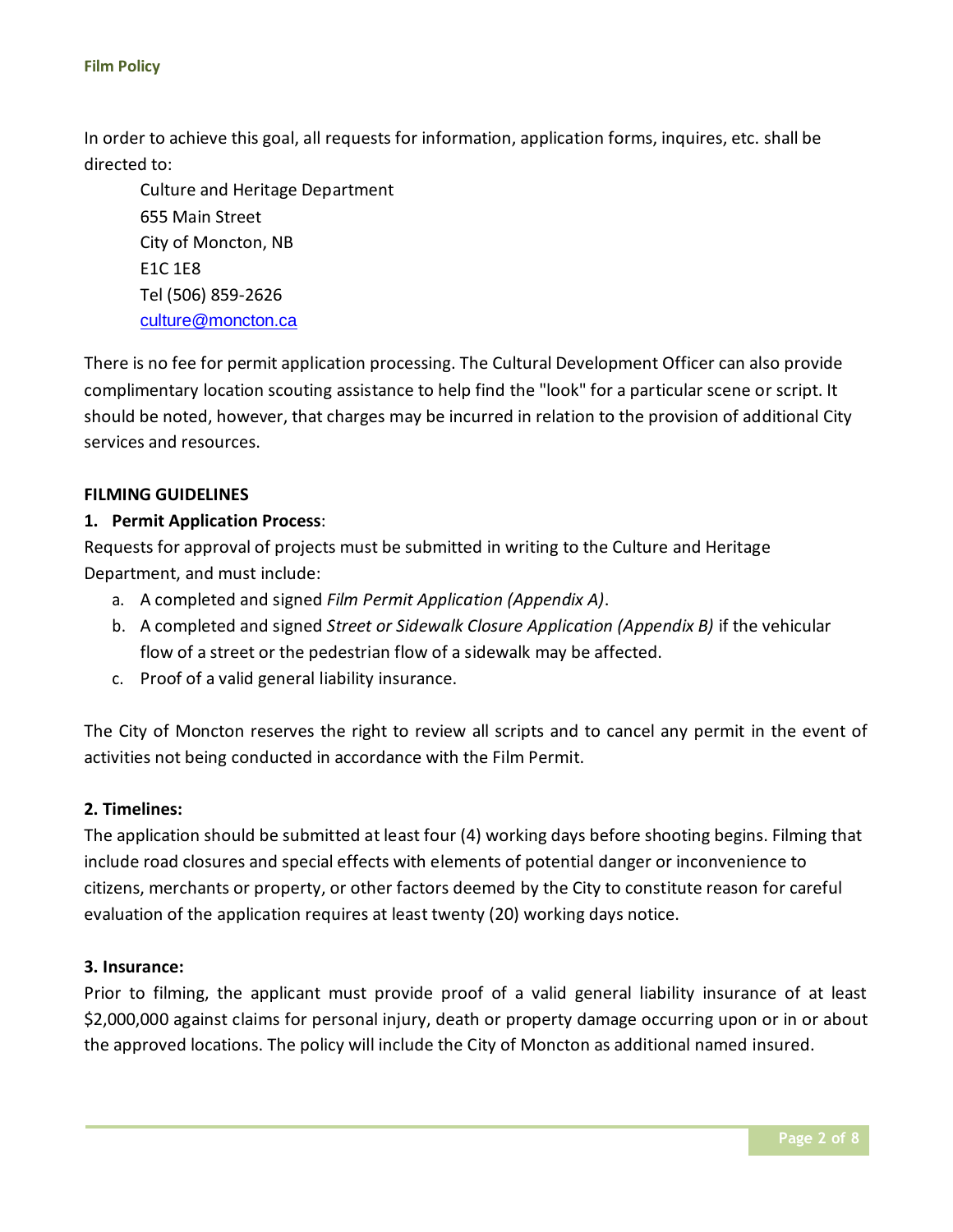In order to achieve this goal, all requests for information, application forms, inquires, etc. shall be directed to:

Culture and Heritage Department
655 Main Street
City of Moncton, NB
E1C 1E8
Tel (506) 859-2626
culture@moncton.ca

There is no fee for permit application processing. The Cultural Development Officer can also provide complimentary location scouting assistance to help find the "look" for a particular scene or script. It should be noted, however, that charges may be incurred in relation to the provision of additional City services and resources.

**FILMING GUIDELINES**

**1. Permit Application Process**:

Requests for approval of projects must be submitted in writing to the Culture and Heritage Department, and must include:

a. A completed and signed *Film Permit Application (Appendix A)*.
b. A completed and signed *Street or Sidewalk Closure Application (Appendix B)* if the vehicular flow of a street or the pedestrian flow of a sidewalk may be affected.
c. Proof of a valid general liability insurance.

The City of Moncton reserves the right to review all scripts and to cancel any permit in the event of activities not being conducted in accordance with the Film Permit.

**2. Timelines:**

The application should be submitted at least four (4) working days before shooting begins. Filming that include road closures and special effects with elements of potential danger or inconvenience to citizens, merchants or property, or other factors deemed by the City to constitute reason for careful evaluation of the application requires at least twenty (20) working days notice.

**3. Insurance:**

Prior to filming, the applicant must provide proof of a valid general liability insurance of at least $2,000,000 against claims for personal injury, death or property damage occurring upon or in or about the approved locations. The policy will include the City of Moncton as additional named insured.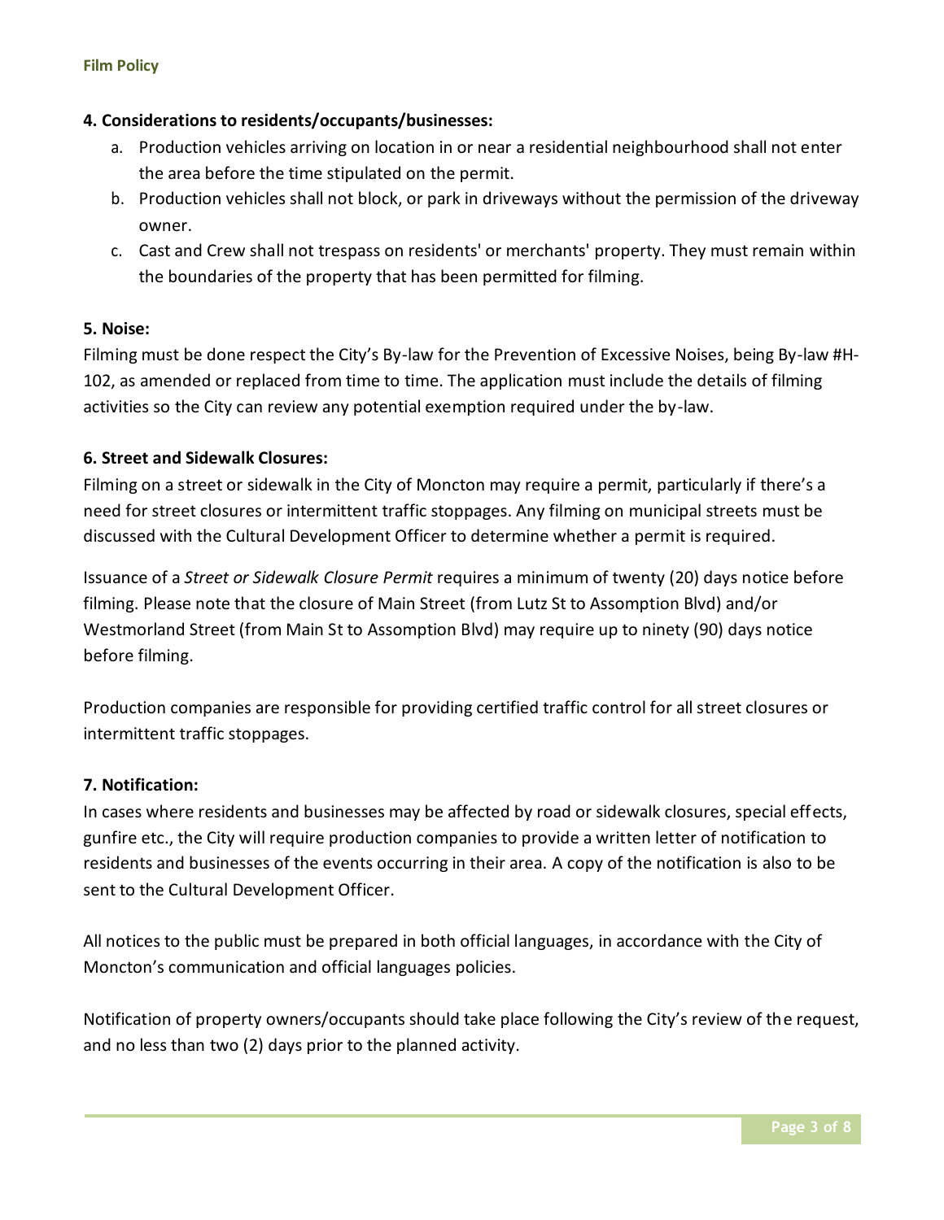**4. Considerations to residents/occupants/businesses:**

a. Production vehicles arriving on location in or near a residential neighbourhood shall not enter the area before the time stipulated on the permit.
b. Production vehicles shall not block, or park in driveways without the permission of the driveway owner.
c. Cast and Crew shall not trespass on residents' or merchants' property. They must remain within the boundaries of the property that has been permitted for filming.

**5. Noise:**

Filming must be done respect the City's By-law for the Prevention of Excessive Noises, being By-law #H-102, as amended or replaced from time to time. The application must include the details of filming activities so the City can review any potential exemption required under the by-law.

**6. Street and Sidewalk Closures:**

Filming on a street or sidewalk in the City of Moncton may require a permit, particularly if there's a need for street closures or intermittent traffic stoppages. Any filming on municipal streets must be discussed with the Cultural Development Officer to determine whether a permit is required.

Issuance of a *Street or Sidewalk Closure Permit* requires a minimum of twenty (20) days notice before filming. Please note that the closure of Main Street (from Lutz St to Assomption Blvd) and/or Westmorland Street (from Main St to Assomption Blvd) may require up to ninety (90) days notice before filming.

Production companies are responsible for providing certified traffic control for all street closures or intermittent traffic stoppages.

**7. Notification:**

In cases where residents and businesses may be affected by road or sidewalk closures, special effects, gunfire etc., the City will require production companies to provide a written letter of notification to residents and businesses of the events occurring in their area. A copy of the notification is also to be sent to the Cultural Development Officer.

All notices to the public must be prepared in both official languages, in accordance with the City of Moncton's communication and official languages policies.

Notification of property owners/occupants should take place following the City's review of the request, and no less than two (2) days prior to the planned activity.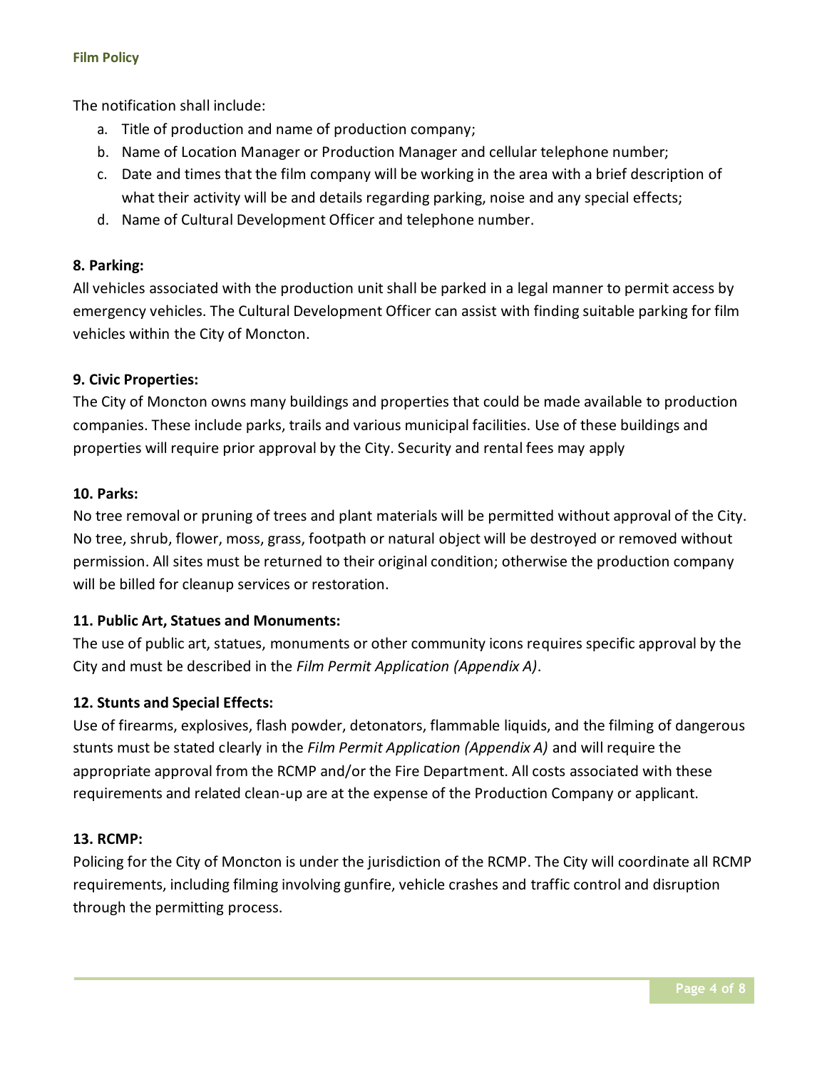The notification shall include:

a. Title of production and name of production company;
b. Name of Location Manager or Production Manager and cellular telephone number;
c. Date and times that the film company will be working in the area with a brief description of what their activity will be and details regarding parking, noise and any special effects;
d. Name of Cultural Development Officer and telephone number.

**8. Parking:**

All vehicles associated with the production unit shall be parked in a legal manner to permit access by emergency vehicles. The Cultural Development Officer can assist with finding suitable parking for film vehicles within the City of Moncton.

**9. Civic Properties:**

The City of Moncton owns many buildings and properties that could be made available to production companies. These include parks, trails and various municipal facilities. Use of these buildings and properties will require prior approval by the City. Security and rental fees may apply

**10. Parks:**

No tree removal or pruning of trees and plant materials will be permitted without approval of the City. No tree, shrub, flower, moss, grass, footpath or natural object will be destroyed or removed without permission. All sites must be returned to their original condition; otherwise the production company will be billed for cleanup services or restoration.

**11. Public Art, Statues and Monuments:**

The use of public art, statues, monuments or other community icons requires specific approval by the City and must be described in the *Film Permit Application (Appendix A)*.

**12. Stunts and Special Effects:**

Use of firearms, explosives, flash powder, detonators, flammable liquids, and the filming of dangerous stunts must be stated clearly in the *Film Permit Application (Appendix A)* and will require the appropriate approval from the RCMP and/or the Fire Department. All costs associated with these requirements and related clean-up are at the expense of the Production Company or applicant.

**13. RCMP:**

Policing for the City of Moncton is under the jurisdiction of the RCMP. The City will coordinate all RCMP requirements, including filming involving gunfire, vehicle crashes and traffic control and disruption through the permitting process.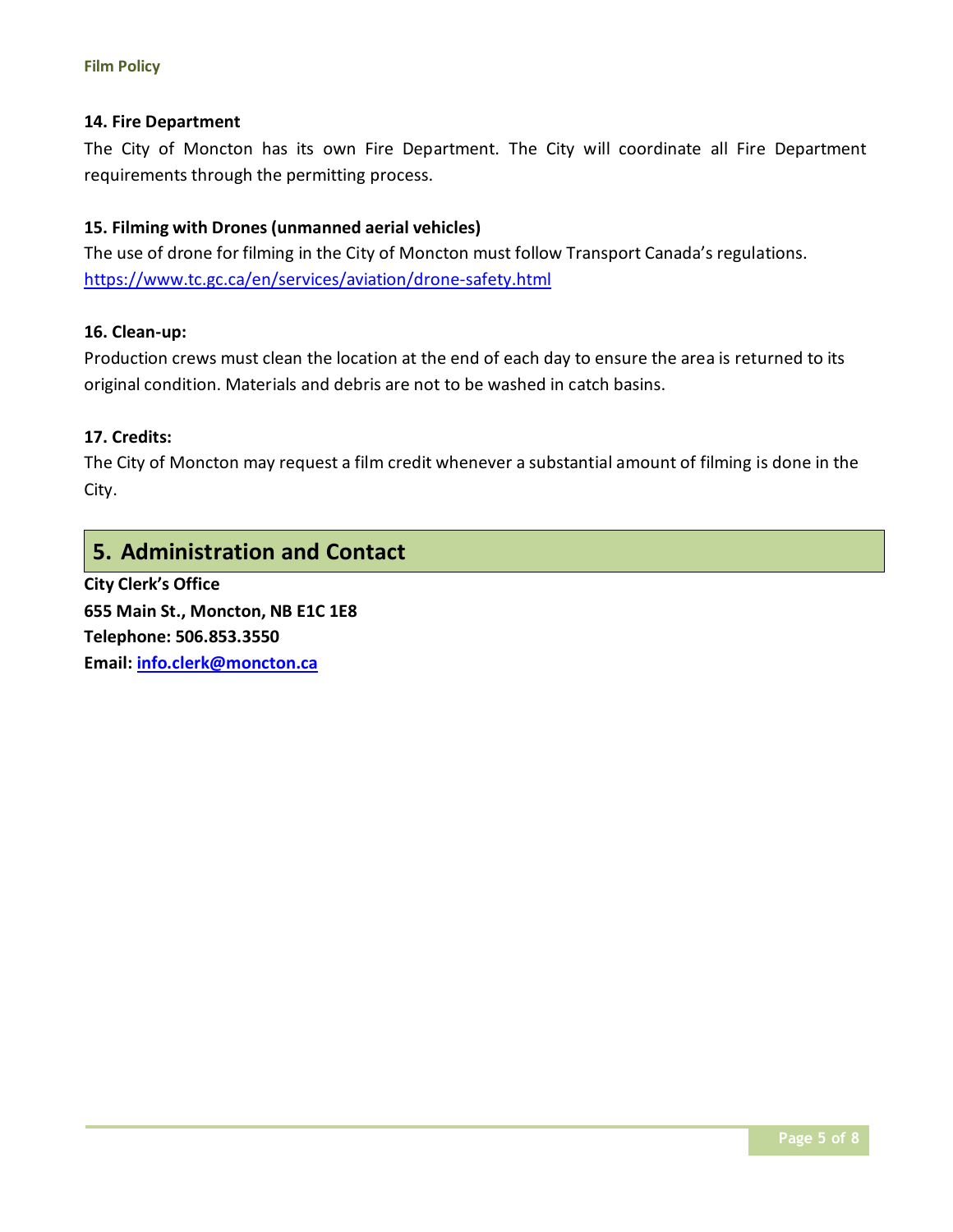### 14. Fire Department

The City of Moncton has its own Fire Department. The City will coordinate all Fire Department requirements through the permitting process.

### 15. Filming with Drones (unmanned aerial vehicles)

The use of drone for filming in the City of Moncton must follow Transport Canada's regulations. https://www.tc.gc.ca/en/services/aviation/drone-safety.html

### 16. Clean-up:

Production crews must clean the location at the end of each day to ensure the area is returned to its original condition. Materials and debris are not to be washed in catch basins.

### 17. Credits:

The City of Moncton may request a film credit whenever a substantial amount of filming is done in the City.

## 5. Administration and Contact

**City Clerk's Office**
**655 Main St., Moncton, NB E1C 1E8**
**Telephone: 506.853.3550**
**Email: info.clerk@moncton.ca**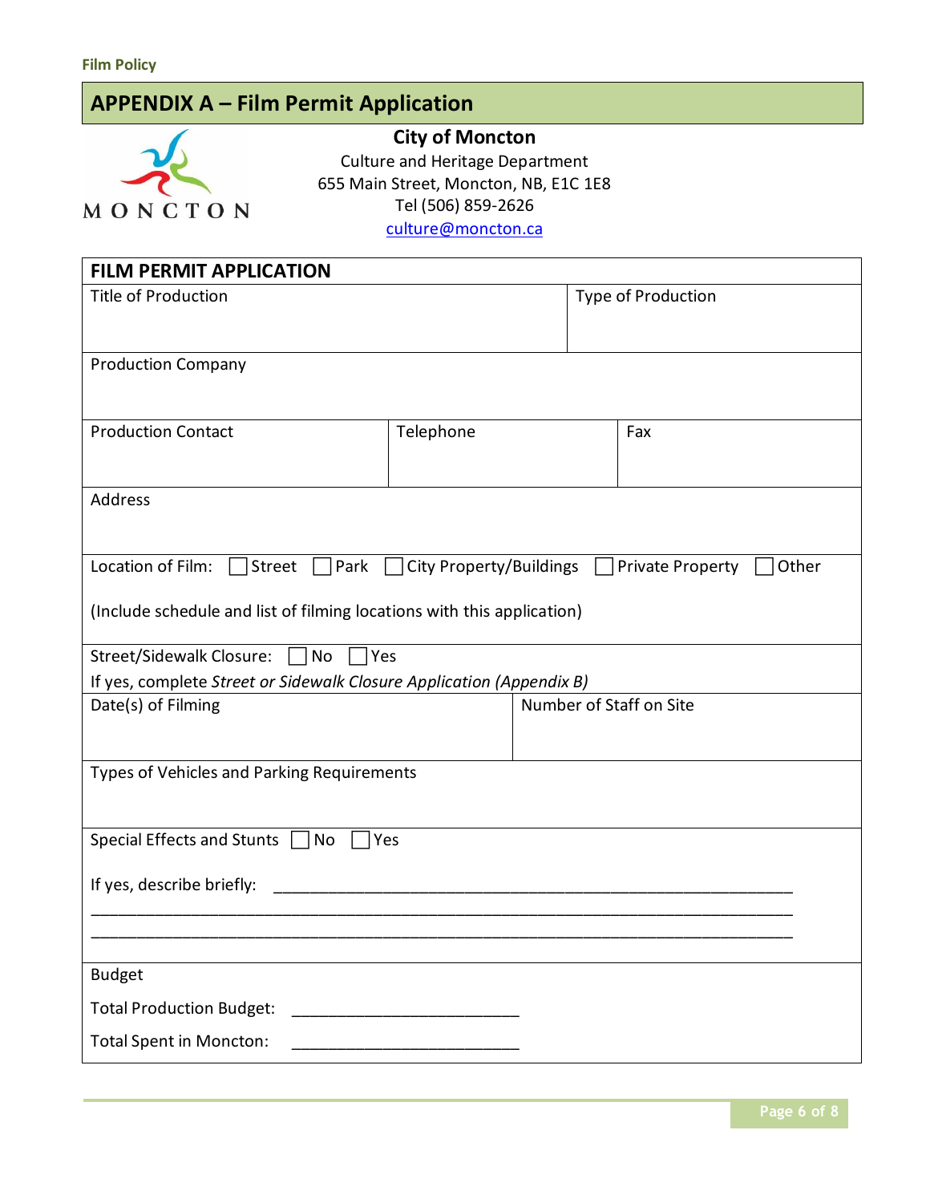## APPENDIX A – Film Permit Application

**City of Moncton**
Culture and Heritage Department
655 Main Street, Moncton, NB, E1C 1E8
Tel (506) 859-2626
culture@moncton.ca

### FILM PERMIT APPLICATION

| Title of Production | | Type of Production |
|---|---|---|
| **Production Company** | | |
| **Production Contact** | **Telephone** | **Fax** |
| **Address** | | |

Location of Film: ☐ Street ☐ Park ☐ City Property/Buildings ☐ Private Property ☐ Other

(Include schedule and list of filming locations with this application)

Street/Sidewalk Closure: ☐ No ☐ Yes

If yes, complete *Street or Sidewalk Closure Application (Appendix B)*

| Date(s) of Filming | Number of Staff on Site |
|---|---|
| | |

Types of Vehicles and Parking Requirements

Special Effects and Stunts ☐ No ☐ Yes

If yes, describe briefly: ____________________________________________________________

________________________________________________________________________________

________________________________________________________________________________

Budget

Total Production Budget: _________________________

Total Spent in Moncton: _________________________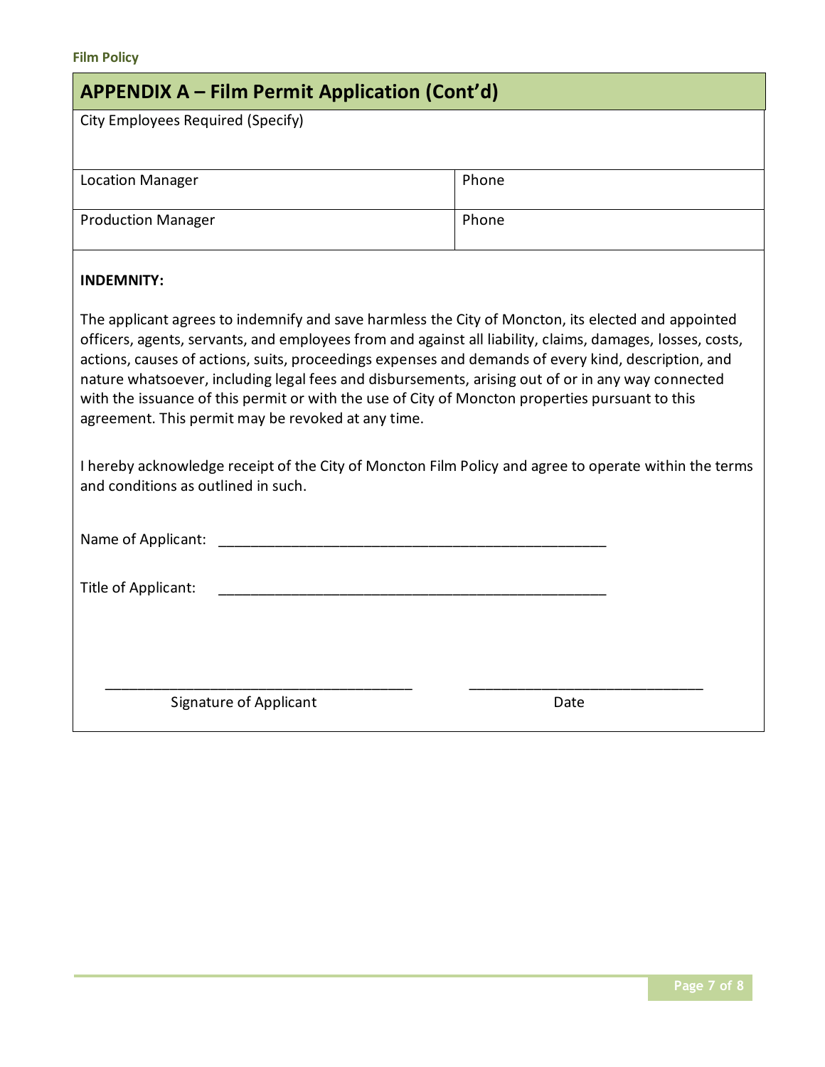## APPENDIX A – Film Permit Application (Cont'd)

| | |
|---|---|
| City Employees Required (Specify) | |
| Location Manager | Phone |
| Production Manager | Phone |

**INDEMNITY:**

The applicant agrees to indemnify and save harmless the City of Moncton, its elected and appointed officers, agents, servants, and employees from and against all liability, claims, damages, losses, costs, actions, causes of actions, suits, proceedings expenses and demands of every kind, description, and nature whatsoever, including legal fees and disbursements, arising out of or in any way connected with the issuance of this permit or with the use of City of Moncton properties pursuant to this agreement. This permit may be revoked at any time.

I hereby acknowledge receipt of the City of Moncton Film Policy and agree to operate within the terms and conditions as outlined in such.

Name of Applicant: _______________________________________________

Title of Applicant: _______________________________________________

_______________________________________ Signature of Applicant

_____________________________ Date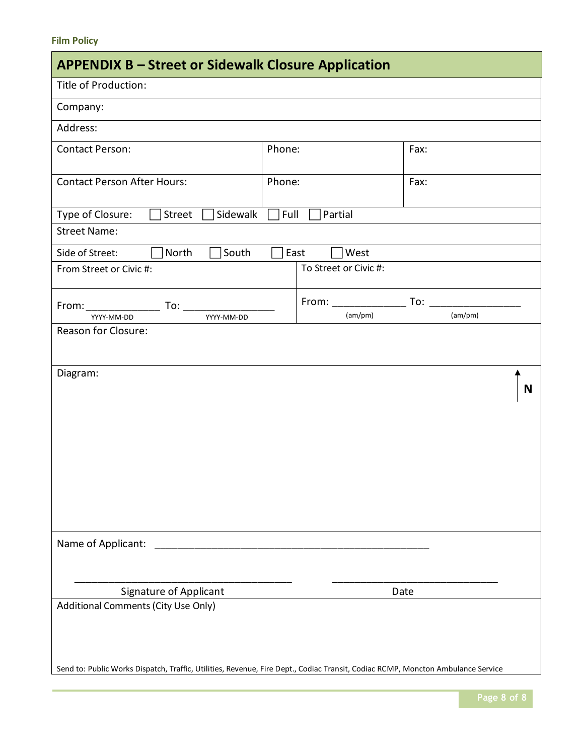## APPENDIX B – Street or Sidewalk Closure Application

Title of Production:

Company:

Address:

| Contact Person: | Phone: | Fax: |
|---|---|---|
| Contact Person After Hours: | Phone: | Fax: |

Type of Closure: ☐ Street ☐ Sidewalk ☐ Full ☐ Partial

Street Name:

Side of Street: ☐ North ☐ South ☐ East ☐ West

| | |
|---|---|
| From Street or Civic #: | To Street or Civic #: |
| From: _____________ To: ________________<br>YYYY-MM-DD YYYY-MM-DD | From: _____________ To: ________________<br>(am/pm) (am/pm) |

Reason for Closure:

Diagram:

N

Name of Applicant: ___________________________________________________

_________________________________________ _______________________________

Signature of Applicant Date

Additional Comments (City Use Only)

Send to: Public Works Dispatch, Traffic, Utilities, Revenue, Fire Dept., Codiac Transit, Codiac RCMP, Moncton Ambulance Service